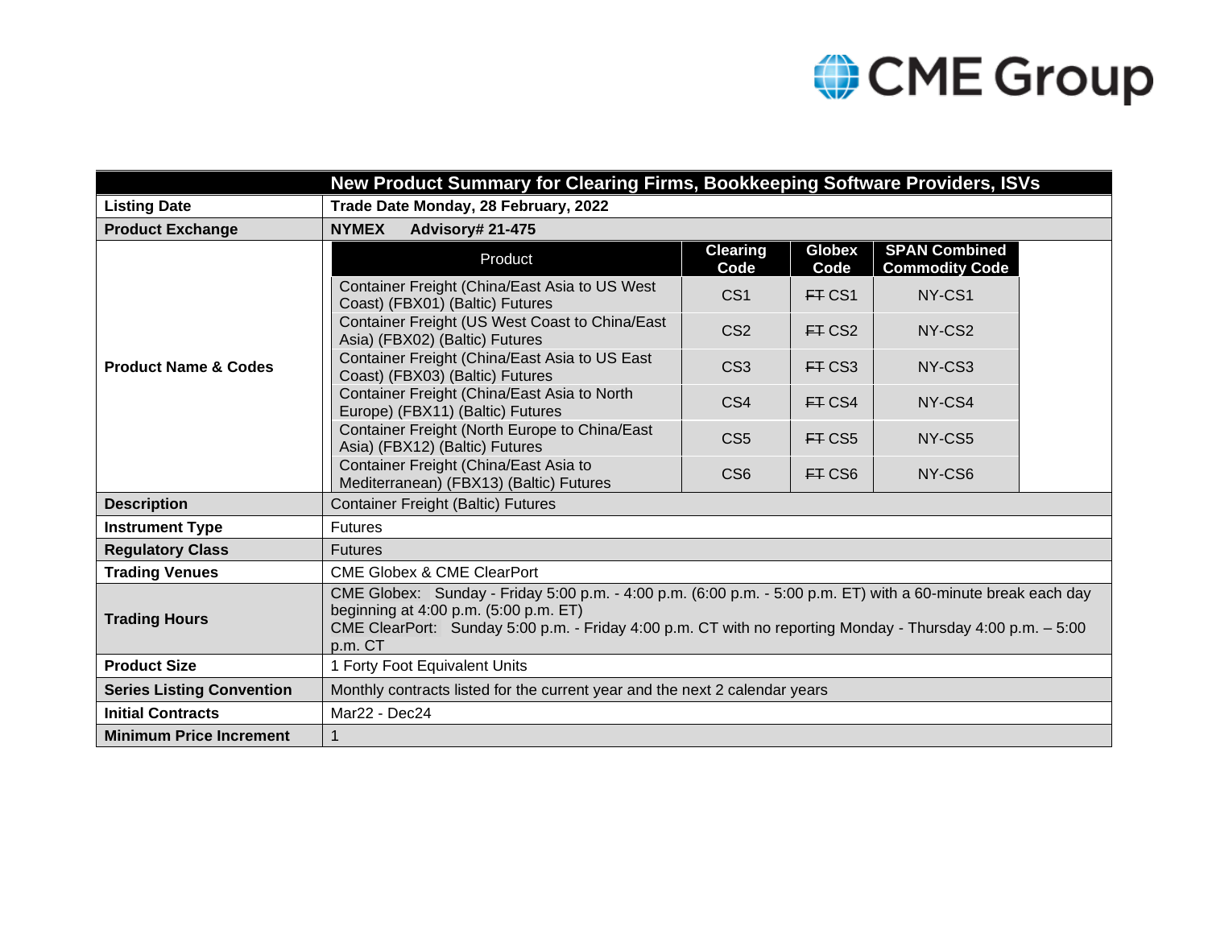| New Product Summary for Clearing Firms, Bookkeeping Software Providers, ISVs | |
|---|---|
| **Listing Date** | **Trade Date Monday, 28 February, 2022** |
| **Product Exchange** | **NYMEX Advisory# 21-475** |

**Product Name & Codes**

| Product | Clearing Code | Globex Code | SPAN Combined Commodity Code |
|---|---|---|---|
| Container Freight (China/East Asia to US West Coast) (FBX01) (Baltic) Futures | CS1 | ~~FT~~ CS1 | NY-CS1 |
| Container Freight (US West Coast to China/East Asia) (FBX02) (Baltic) Futures | CS2 | ~~FT~~ CS2 | NY-CS2 |
| Container Freight (China/East Asia to US East Coast) (FBX03) (Baltic) Futures | CS3 | ~~FT~~ CS3 | NY-CS3 |
| Container Freight (China/East Asia to North Europe) (FBX11) (Baltic) Futures | CS4 | ~~FT~~ CS4 | NY-CS4 |
| Container Freight (North Europe to China/East Asia) (FBX12) (Baltic) Futures | CS5 | ~~FT~~ CS5 | NY-CS5 |
| Container Freight (China/East Asia to Mediterranean) (FBX13) (Baltic) Futures | CS6 | ~~FT~~ CS6 | NY-CS6 |

| | |
|---|---|
| **Description** | Container Freight (Baltic) Futures |
| **Instrument Type** | Futures |
| **Regulatory Class** | Futures |
| **Trading Venues** | CME Globex & CME ClearPort |
| **Trading Hours** | CME Globex: Sunday - Friday 5:00 p.m. - 4:00 p.m. (6:00 p.m. - 5:00 p.m. ET) with a 60-minute break each day beginning at 4:00 p.m. (5:00 p.m. ET)<br>CME ClearPort: Sunday 5:00 p.m. - Friday 4:00 p.m. CT with no reporting Monday - Thursday 4:00 p.m. – 5:00 p.m. CT |
| **Product Size** | 1 Forty Foot Equivalent Units |
| **Series Listing Convention** | Monthly contracts listed for the current year and the next 2 calendar years |
| **Initial Contracts** | Mar22 - Dec24 |
| **Minimum Price Increment** | 1 |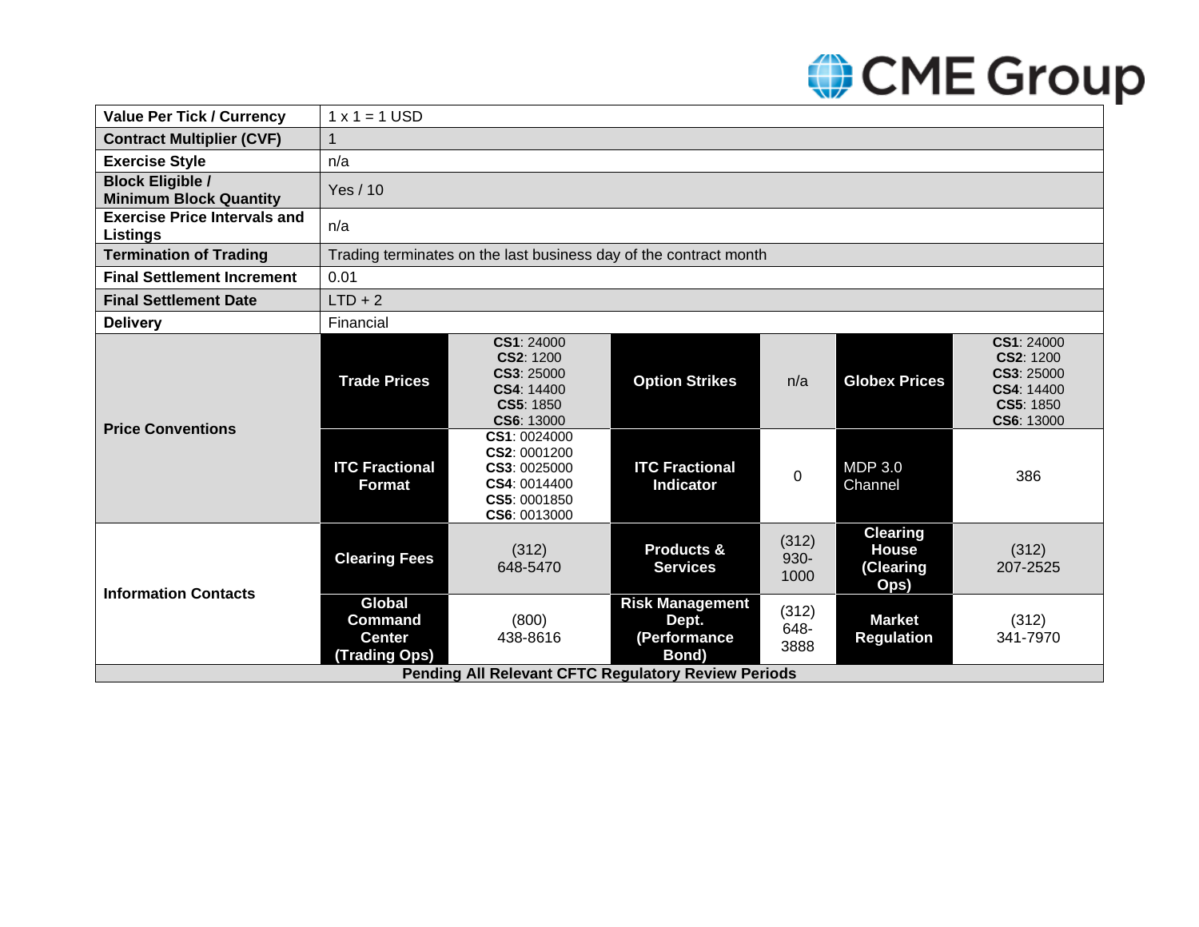| | | | | | | |
|---|---|---|---|---|---|---|
| **Value Per Tick / Currency** | 1 x 1 = 1 USD | | | | | |
| **Contract Multiplier (CVF)** | 1 | | | | | |
| **Exercise Style** | n/a | | | | | |
| **Block Eligible / Minimum Block Quantity** | Yes / 10 | | | | | |
| **Exercise Price Intervals and Listings** | n/a | | | | | |
| **Termination of Trading** | Trading terminates on the last business day of the contract month | | | | | |
| **Final Settlement Increment** | 0.01 | | | | | |
| **Final Settlement Date** | LTD + 2 | | | | | |
| **Delivery** | Financial | | | | | |
| **Price Conventions** | **Trade Prices** | **CS1**: 24000<br>**CS2**: 1200<br>**CS3**: 25000<br>**CS4**: 14400<br>**CS5**: 1850<br>**CS6**: 13000 | **Option Strikes** | n/a | **Globex Prices** | **CS1**: 24000<br>**CS2**: 1200<br>**CS3**: 25000<br>**CS4**: 14400<br>**CS5**: 1850<br>**CS6**: 13000 |
| | **ITC Fractional Format** | **CS1**: 0024000<br>**CS2**: 0001200<br>**CS3**: 0025000<br>**CS4**: 0014400<br>**CS5**: 0001850<br>**CS6**: 0013000 | **ITC Fractional Indicator** | 0 | MDP 3.0 Channel | 386 |
| **Information Contacts** | **Clearing Fees** | (312) 648-5470 | **Products & Services** | (312) 930-1000 | **Clearing House (Clearing Ops)** | (312) 207-2525 |
| | **Global Command Center (Trading Ops)** | (800) 438-8616 | **Risk Management Dept. (Performance Bond)** | (312) 648-3888 | **Market Regulation** | (312) 341-7970 |
| **Pending All Relevant CFTC Regulatory Review Periods** | | | | | | |